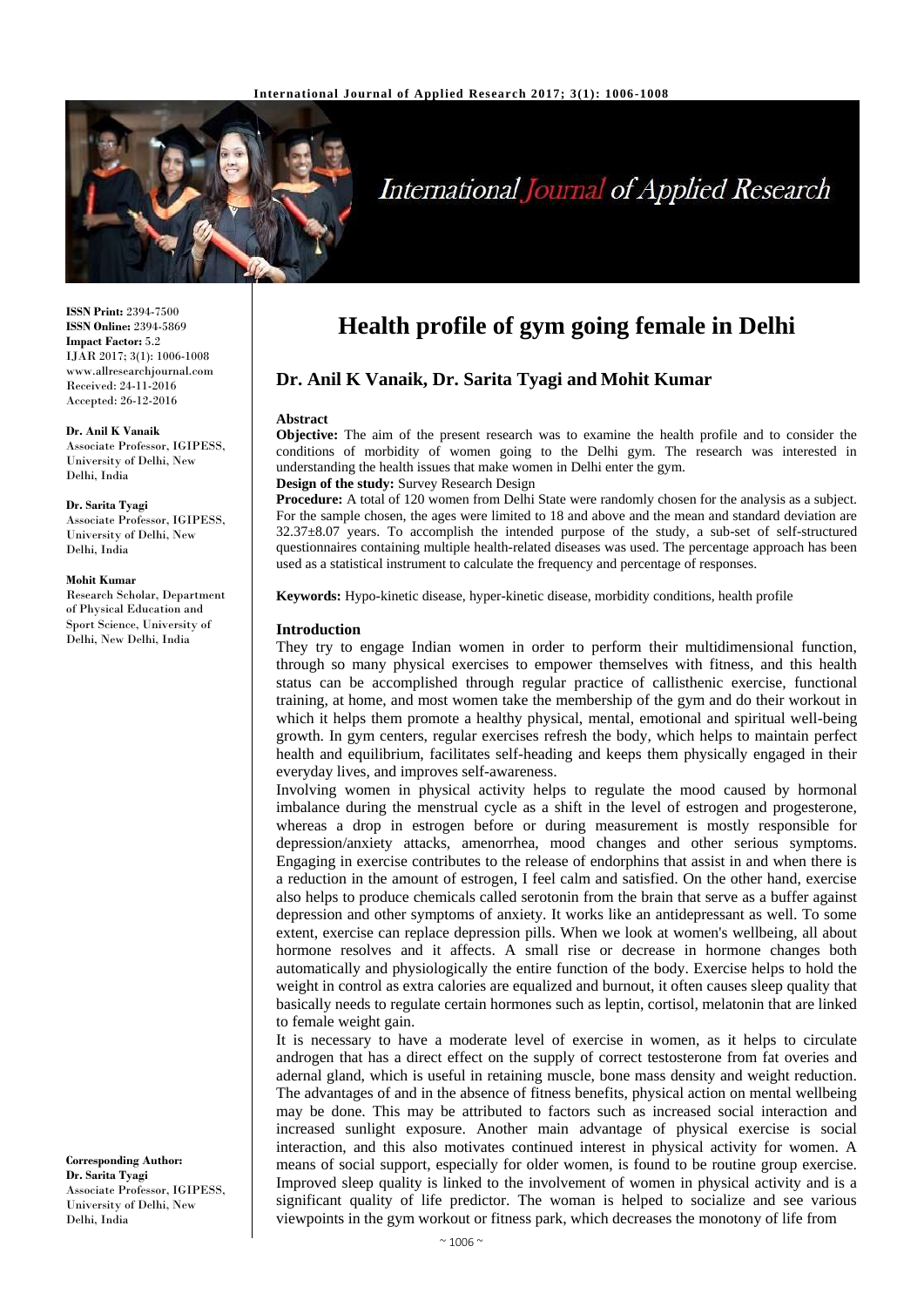# Health profile of gym going female in Delhi

**Dr. Anil K Vanaik, Dr. Sarita Tyagi and Mohit Kumar**

**ISSN Print:** 2394-7500
**ISSN Online:** 2394-5869
**Impact Factor:** 5.2
IJAR 2017; 3(1): 1006-1008
www.allresearchjournal.com
Received: 24-11-2016
Accepted: 26-12-2016

**Dr. Anil K Vanaik**
Associate Professor, IGIPESS, University of Delhi, New Delhi, India

**Dr. Sarita Tyagi**
Associate Professor, IGIPESS, University of Delhi, New Delhi, India

**Mohit Kumar**
Research Scholar, Department of Physical Education and Sport Science, University of Delhi, New Delhi, India

**Corresponding Author:**
**Dr. Sarita Tyagi**
Associate Professor, IGIPESS, University of Delhi, New Delhi, India

### Abstract

**Objective:** The aim of the present research was to examine the health profile and to consider the conditions of morbidity of women going to the Delhi gym. The research was interested in understanding the health issues that make women in Delhi enter the gym.

**Design of the study:** Survey Research Design

**Procedure:** A total of 120 women from Delhi State were randomly chosen for the analysis as a subject. For the sample chosen, the ages were limited to 18 and above and the mean and standard deviation are 32.37±8.07 years. To accomplish the intended purpose of the study, a sub-set of self-structured questionnaires containing multiple health-related diseases was used. The percentage approach has been used as a statistical instrument to calculate the frequency and percentage of responses.

**Keywords:** Hypo-kinetic disease, hyper-kinetic disease, morbidity conditions, health profile

### Introduction

They try to engage Indian women in order to perform their multidimensional function, through so many physical exercises to empower themselves with fitness, and this health status can be accomplished through regular practice of callisthenic exercise, functional training, at home, and most women take the membership of the gym and do their workout in which it helps them promote a healthy physical, mental, emotional and spiritual well-being growth. In gym centers, regular exercises refresh the body, which helps to maintain perfect health and equilibrium, facilitates self-heading and keeps them physically engaged in their everyday lives, and improves self-awareness.

Involving women in physical activity helps to regulate the mood caused by hormonal imbalance during the menstrual cycle as a shift in the level of estrogen and progesterone, whereas a drop in estrogen before or during measurement is mostly responsible for depression/anxiety attacks, amenorrhea, mood changes and other serious symptoms. Engaging in exercise contributes to the release of endorphins that assist in and when there is a reduction in the amount of estrogen, I feel calm and satisfied. On the other hand, exercise also helps to produce chemicals called serotonin from the brain that serve as a buffer against depression and other symptoms of anxiety. It works like an antidepressant as well. To some extent, exercise can replace depression pills. When we look at women's wellbeing, all about hormone resolves and it affects. A small rise or decrease in hormone changes both automatically and physiologically the entire function of the body. Exercise helps to hold the weight in control as extra calories are equalized and burnout, it often causes sleep quality that basically needs to regulate certain hormones such as leptin, cortisol, melatonin that are linked to female weight gain.

It is necessary to have a moderate level of exercise in women, as it helps to circulate androgen that has a direct effect on the supply of correct testosterone from fat overies and adernal gland, which is useful in retaining muscle, bone mass density and weight reduction. The advantages of and in the absence of fitness benefits, physical action on mental wellbeing may be done. This may be attributed to factors such as increased social interaction and increased sunlight exposure. Another main advantage of physical exercise is social interaction, and this also motivates continued interest in physical activity for women. A means of social support, especially for older women, is found to be routine group exercise. Improved sleep quality is linked to the involvement of women in physical activity and is a significant quality of life predictor. The woman is helped to socialize and see various viewpoints in the gym workout or fitness park, which decreases the monotony of life from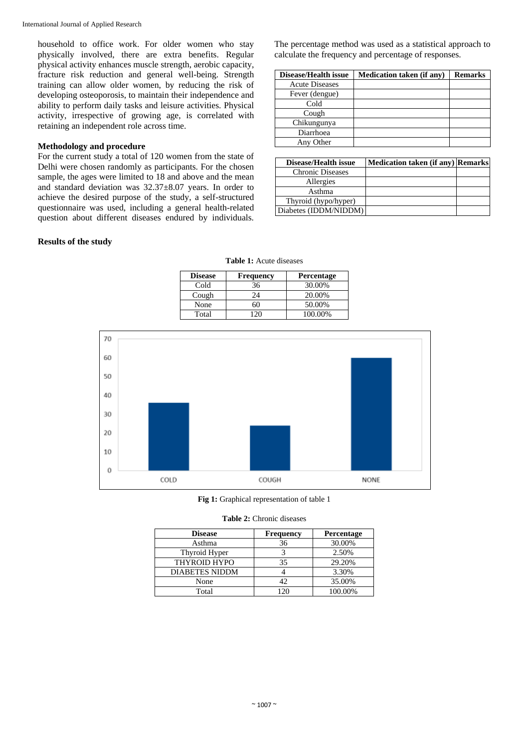household to office work. For older women who stay physically involved, there are extra benefits. Regular physical activity enhances muscle strength, aerobic capacity, fracture risk reduction and general well-being. Strength training can allow older women, by reducing the risk of developing osteoporosis, to maintain their independence and ability to perform daily tasks and leisure activities. Physical activity, irrespective of growing age, is correlated with retaining an independent role across time.

### Methodology and procedure

For the current study a total of 120 women from the state of Delhi were chosen randomly as participants. For the chosen sample, the ages were limited to 18 and above and the mean and standard deviation was 32.37±8.07 years. In order to achieve the desired purpose of the study, a self-structured questionnaire was used, including a general health-related question about different diseases endured by individuals. The percentage method was used as a statistical approach to calculate the frequency and percentage of responses.

| Disease/Health issue | Medication taken (if any) | Remarks |
|---|---|---|
| Acute Diseases | | |
| Fever (dengue) | | |
| Cold | | |
| Cough | | |
| Chikungunya | | |
| Diarrhoea | | |
| Any Other | | |

| Disease/Health issue | Medication taken (if any) | Remarks |
|---|---|---|
| Chronic Diseases | | |
| Allergies | | |
| Asthma | | |
| Thyroid (hypo/hyper) | | |
| Diabetes (IDDM/NIDDM) | | |

### Results of the study

**Table 1:** Acute diseases

| Disease | Frequency | Percentage |
|---|---|---|
| Cold | 36 | 30.00% |
| Cough | 24 | 20.00% |
| None | 60 | 50.00% |
| Total | 120 | 100.00% |

**Fig 1:** Graphical representation of table 1

**Table 2:** Chronic diseases

| Disease | Frequency | Percentage |
|---|---|---|
| Asthma | 36 | 30.00% |
| Thyroid Hyper | 3 | 2.50% |
| THYROID HYPO | 35 | 29.20% |
| DIABETES NIDDM | 4 | 3.30% |
| None | 42 | 35.00% |
| Total | 120 | 100.00% |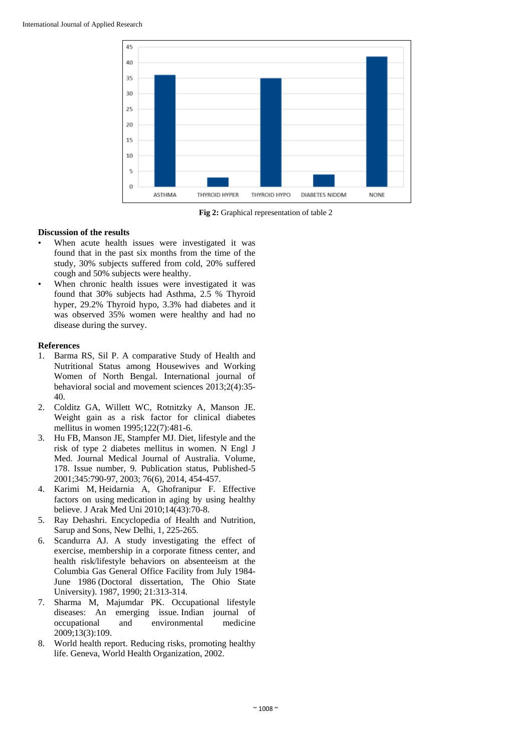45
40
35
30
25
20
15
10
5
0

ASTHMA
THYROID HYPER
THYROID HYPO
DIABETES NIDDM
NONE

**Fig 2:** Graphical representation of table 2

### Discussion of the results

- When acute health issues were investigated it was found that in the past six months from the time of the study, 30% subjects suffered from cold, 20% suffered cough and 50% subjects were healthy.
- When chronic health issues were investigated it was found that 30% subjects had Asthma, 2.5 % Thyroid hyper, 29.2% Thyroid hypo, 3.3% had diabetes and it was observed 35% women were healthy and had no disease during the survey.

### References

1. Barma RS, Sil P. A comparative Study of Health and Nutritional Status among Housewives and Working Women of North Bengal. International journal of behavioral social and movement sciences 2013;2(4):35-40.
2. Colditz GA, Willett WC, Rotnitzky A, Manson JE. Weight gain as a risk factor for clinical diabetes mellitus in women 1995;122(7):481-6.
3. Hu FB, Manson JE, Stampfer MJ. Diet, lifestyle and the risk of type 2 diabetes mellitus in women. N Engl J Med. Journal Medical Journal of Australia. Volume, 178. Issue number, 9. Publication status, Published-5 2001;345:790-97, 2003; 76(6), 2014, 454-457.
4. Karimi M, Heidarnia A, Ghofranipur F. Effective factors on using medication in aging by using healthy believe. J Arak Med Uni 2010;14(43):70-8.
5. Ray Dehashri. Encyclopedia of Health and Nutrition, Sarup and Sons, New Delhi, 1, 225-265.
6. Scandurra AJ. A study investigating the effect of exercise, membership in a corporate fitness center, and health risk/lifestyle behaviors on absenteeism at the Columbia Gas General Office Facility from July 1984-June 1986 (Doctoral dissertation, The Ohio State University). 1987, 1990; 21:313-314.
7. Sharma M, Majumdar PK. Occupational lifestyle diseases: An emerging issue. Indian journal of occupational and environmental medicine 2009;13(3):109.
8. World health report. Reducing risks, promoting healthy life. Geneva, World Health Organization, 2002.